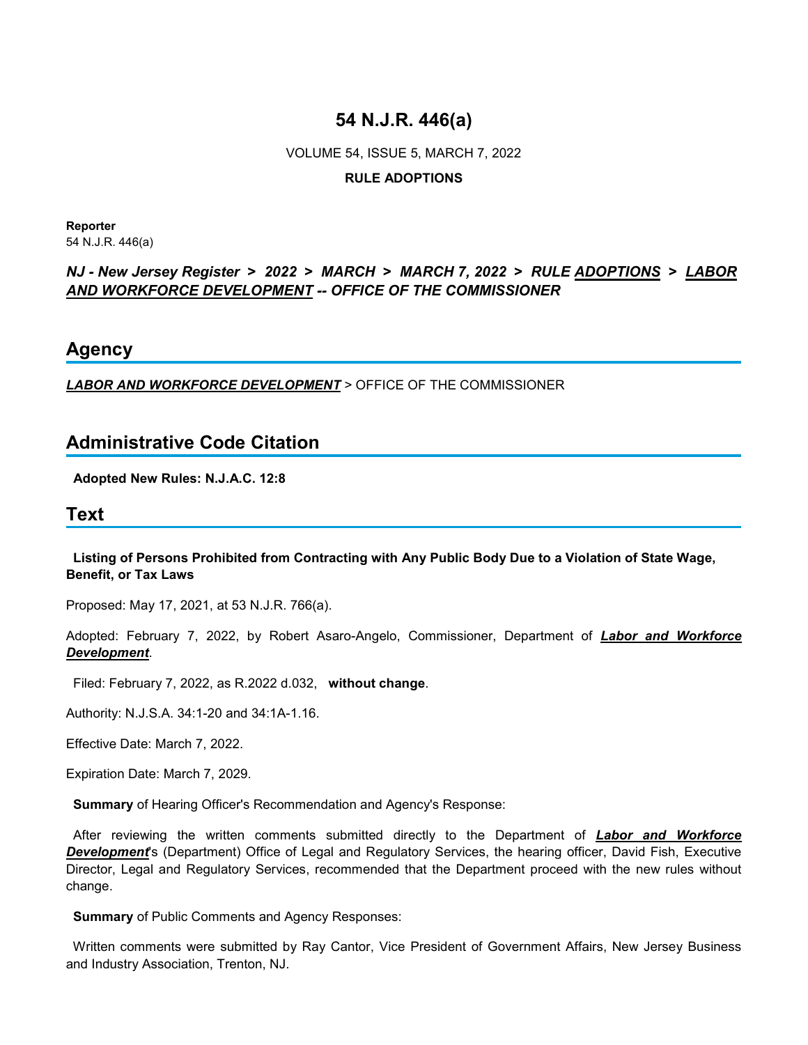# 54 N.J.R. 446(a)

VOLUME 54, ISSUE 5, MARCH 7, 2022

**RULE ADOPTIONS**

**Reporter**
54 N.J.R. 446(a)

***NJ - New Jersey Register > 2022 > MARCH > MARCH 7, 2022 > RULE ADOPTIONS > LABOR AND WORKFORCE DEVELOPMENT -- OFFICE OF THE COMMISSIONER***

## Agency

***LABOR AND WORKFORCE DEVELOPMENT*** > OFFICE OF THE COMMISSIONER

## Administrative Code Citation

**Adopted New Rules: N.J.A.C. 12:8**

## Text

**Listing of Persons Prohibited from Contracting with Any Public Body Due to a Violation of State Wage, Benefit, or Tax Laws**

Proposed: May 17, 2021, at 53 N.J.R. 766(a).

Adopted: February 7, 2022, by Robert Asaro-Angelo, Commissioner, Department of ***Labor and Workforce Development***.

Filed: February 7, 2022, as R.2022 d.032, **without change**.

Authority: N.J.S.A. 34:1-20 and 34:1A-1.16.

Effective Date: March 7, 2022.

Expiration Date: March 7, 2029.

**Summary** of Hearing Officer's Recommendation and Agency's Response:

After reviewing the written comments submitted directly to the Department of ***Labor and Workforce Development***'s (Department) Office of Legal and Regulatory Services, the hearing officer, David Fish, Executive Director, Legal and Regulatory Services, recommended that the Department proceed with the new rules without change.

**Summary** of Public Comments and Agency Responses:

Written comments were submitted by Ray Cantor, Vice President of Government Affairs, New Jersey Business and Industry Association, Trenton, NJ.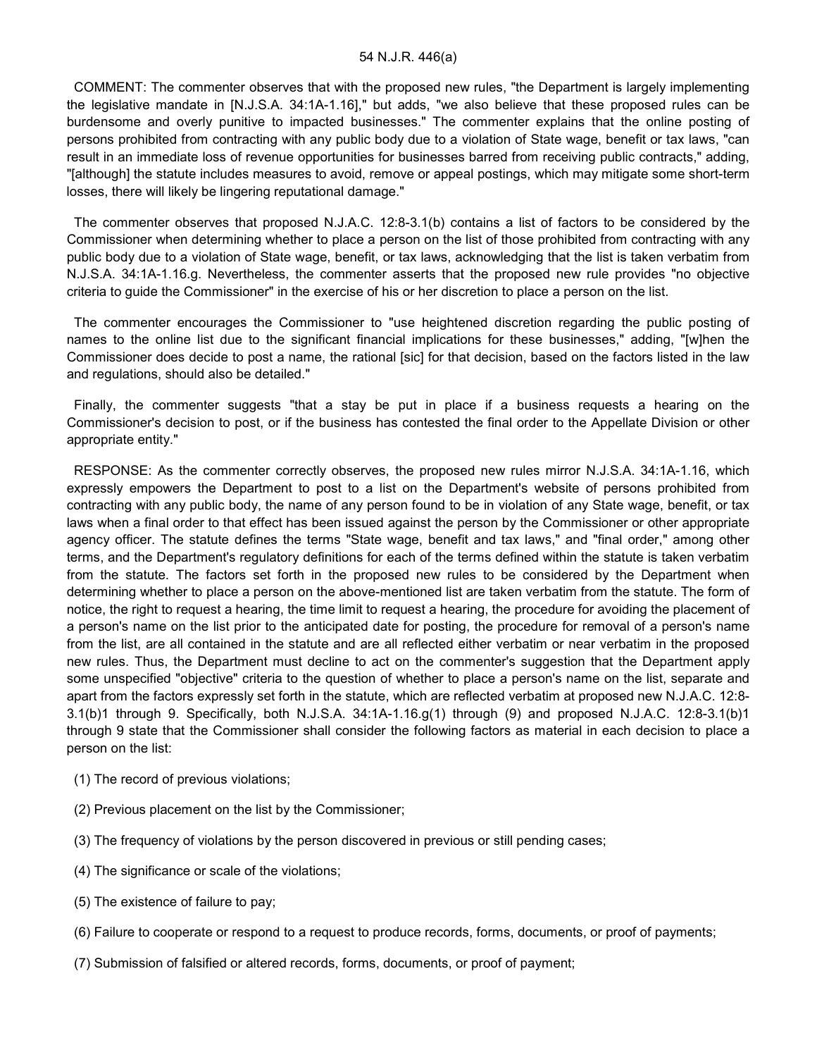COMMENT: The commenter observes that with the proposed new rules, "the Department is largely implementing the legislative mandate in [N.J.S.A. 34:1A-1.16]," but adds, "we also believe that these proposed rules can be burdensome and overly punitive to impacted businesses." The commenter explains that the online posting of persons prohibited from contracting with any public body due to a violation of State wage, benefit or tax laws, "can result in an immediate loss of revenue opportunities for businesses barred from receiving public contracts," adding, "[although] the statute includes measures to avoid, remove or appeal postings, which may mitigate some short-term losses, there will likely be lingering reputational damage."

The commenter observes that proposed N.J.A.C. 12:8-3.1(b) contains a list of factors to be considered by the Commissioner when determining whether to place a person on the list of those prohibited from contracting with any public body due to a violation of State wage, benefit, or tax laws, acknowledging that the list is taken verbatim from N.J.S.A. 34:1A-1.16.g. Nevertheless, the commenter asserts that the proposed new rule provides "no objective criteria to guide the Commissioner" in the exercise of his or her discretion to place a person on the list.

The commenter encourages the Commissioner to "use heightened discretion regarding the public posting of names to the online list due to the significant financial implications for these businesses," adding, "[w]hen the Commissioner does decide to post a name, the rational [sic] for that decision, based on the factors listed in the law and regulations, should also be detailed."

Finally, the commenter suggests "that a stay be put in place if a business requests a hearing on the Commissioner's decision to post, or if the business has contested the final order to the Appellate Division or other appropriate entity."

RESPONSE: As the commenter correctly observes, the proposed new rules mirror N.J.S.A. 34:1A-1.16, which expressly empowers the Department to post to a list on the Department's website of persons prohibited from contracting with any public body, the name of any person found to be in violation of any State wage, benefit, or tax laws when a final order to that effect has been issued against the person by the Commissioner or other appropriate agency officer. The statute defines the terms "State wage, benefit and tax laws," and "final order," among other terms, and the Department's regulatory definitions for each of the terms defined within the statute is taken verbatim from the statute. The factors set forth in the proposed new rules to be considered by the Department when determining whether to place a person on the above-mentioned list are taken verbatim from the statute. The form of notice, the right to request a hearing, the time limit to request a hearing, the procedure for avoiding the placement of a person's name on the list prior to the anticipated date for posting, the procedure for removal of a person's name from the list, are all contained in the statute and are all reflected either verbatim or near verbatim in the proposed new rules. Thus, the Department must decline to act on the commenter's suggestion that the Department apply some unspecified "objective" criteria to the question of whether to place a person's name on the list, separate and apart from the factors expressly set forth in the statute, which are reflected verbatim at proposed new N.J.A.C. 12:8-3.1(b)1 through 9. Specifically, both N.J.S.A. 34:1A-1.16.g(1) through (9) and proposed N.J.A.C. 12:8-3.1(b)1 through 9 state that the Commissioner shall consider the following factors as material in each decision to place a person on the list:

(1) The record of previous violations;

(2) Previous placement on the list by the Commissioner;

(3) The frequency of violations by the person discovered in previous or still pending cases;

(4) The significance or scale of the violations;

(5) The existence of failure to pay;

(6) Failure to cooperate or respond to a request to produce records, forms, documents, or proof of payments;

(7) Submission of falsified or altered records, forms, documents, or proof of payment;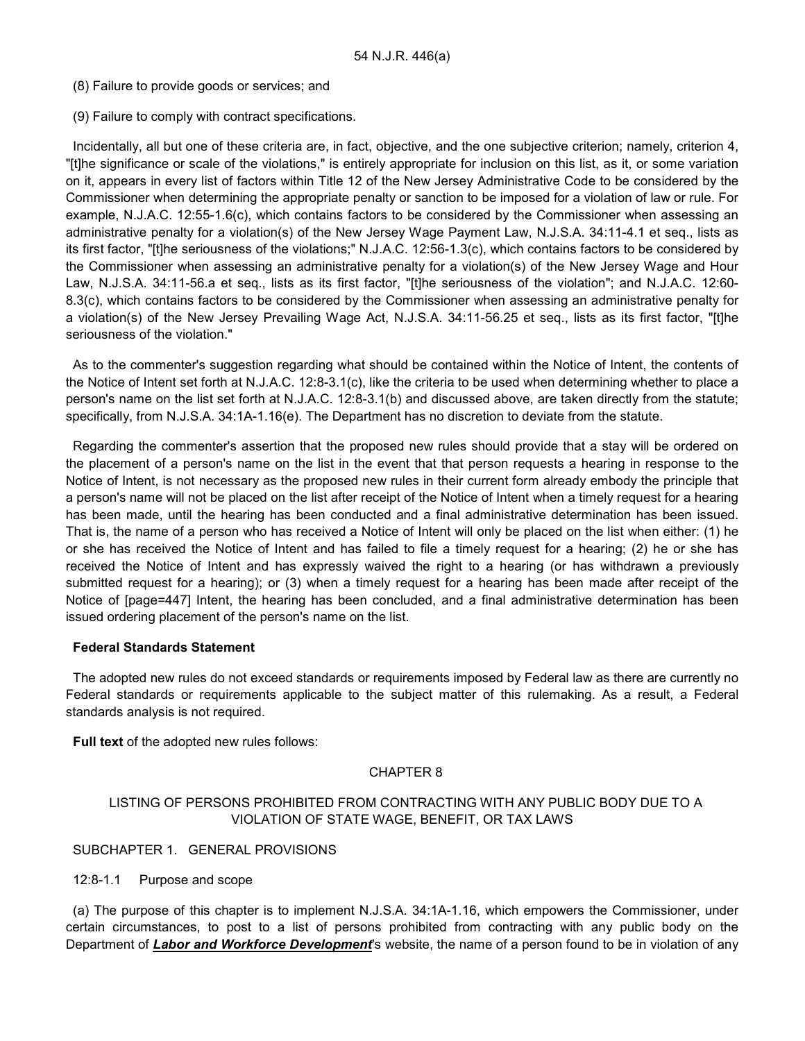(8) Failure to provide goods or services; and

(9) Failure to comply with contract specifications.

Incidentally, all but one of these criteria are, in fact, objective, and the one subjective criterion; namely, criterion 4, "[t]he significance or scale of the violations," is entirely appropriate for inclusion on this list, as it, or some variation on it, appears in every list of factors within Title 12 of the New Jersey Administrative Code to be considered by the Commissioner when determining the appropriate penalty or sanction to be imposed for a violation of law or rule. For example, N.J.A.C. 12:55-1.6(c), which contains factors to be considered by the Commissioner when assessing an administrative penalty for a violation(s) of the New Jersey Wage Payment Law, N.J.S.A. 34:11-4.1 et seq., lists as its first factor, "[t]he seriousness of the violations;" N.J.A.C. 12:56-1.3(c), which contains factors to be considered by the Commissioner when assessing an administrative penalty for a violation(s) of the New Jersey Wage and Hour Law, N.J.S.A. 34:11-56.a et seq., lists as its first factor, "[t]he seriousness of the violation"; and N.J.A.C. 12:60-8.3(c), which contains factors to be considered by the Commissioner when assessing an administrative penalty for a violation(s) of the New Jersey Prevailing Wage Act, N.J.S.A. 34:11-56.25 et seq., lists as its first factor, "[t]he seriousness of the violation."

As to the commenter's suggestion regarding what should be contained within the Notice of Intent, the contents of the Notice of Intent set forth at N.J.A.C. 12:8-3.1(c), like the criteria to be used when determining whether to place a person's name on the list set forth at N.J.A.C. 12:8-3.1(b) and discussed above, are taken directly from the statute; specifically, from N.J.S.A. 34:1A-1.16(e). The Department has no discretion to deviate from the statute.

Regarding the commenter's assertion that the proposed new rules should provide that a stay will be ordered on the placement of a person's name on the list in the event that that person requests a hearing in response to the Notice of Intent, is not necessary as the proposed new rules in their current form already embody the principle that a person's name will not be placed on the list after receipt of the Notice of Intent when a timely request for a hearing has been made, until the hearing has been conducted and a final administrative determination has been issued. That is, the name of a person who has received a Notice of Intent will only be placed on the list when either: (1) he or she has received the Notice of Intent and has failed to file a timely request for a hearing; (2) he or she has received the Notice of Intent and has expressly waived the right to a hearing (or has withdrawn a previously submitted request for a hearing); or (3) when a timely request for a hearing has been made after receipt of the Notice of [page=447] Intent, the hearing has been concluded, and a final administrative determination has been issued ordering placement of the person's name on the list.

**Federal Standards Statement**

The adopted new rules do not exceed standards or requirements imposed by Federal law as there are currently no Federal standards or requirements applicable to the subject matter of this rulemaking. As a result, a Federal standards analysis is not required.

**Full text** of the adopted new rules follows:

CHAPTER 8

LISTING OF PERSONS PROHIBITED FROM CONTRACTING WITH ANY PUBLIC BODY DUE TO A VIOLATION OF STATE WAGE, BENEFIT, OR TAX LAWS

SUBCHAPTER 1. GENERAL PROVISIONS

12:8-1.1 Purpose and scope

(a) The purpose of this chapter is to implement N.J.S.A. 34:1A-1.16, which empowers the Commissioner, under certain circumstances, to post to a list of persons prohibited from contracting with any public body on the Department of ***Labor and Workforce Development***'s website, the name of a person found to be in violation of any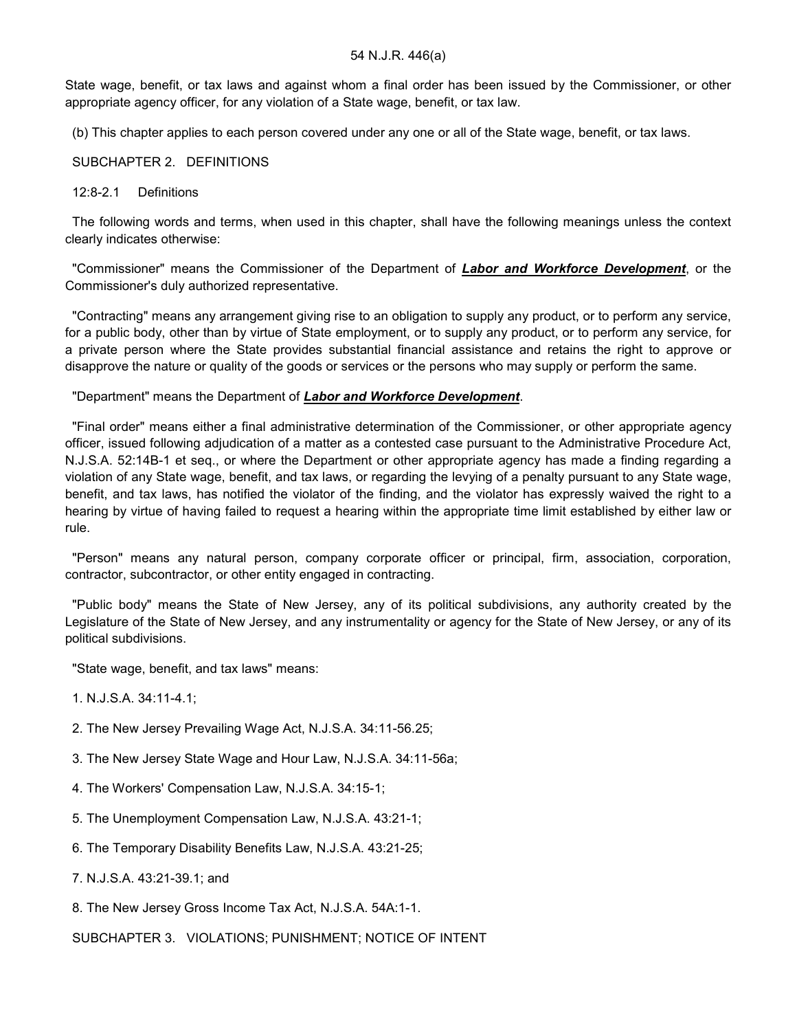State wage, benefit, or tax laws and against whom a final order has been issued by the Commissioner, or other appropriate agency officer, for any violation of a State wage, benefit, or tax law.

(b) This chapter applies to each person covered under any one or all of the State wage, benefit, or tax laws.

SUBCHAPTER 2. DEFINITIONS

12:8-2.1 Definitions

The following words and terms, when used in this chapter, shall have the following meanings unless the context clearly indicates otherwise:

"Commissioner" means the Commissioner of the Department of ***Labor and Workforce Development***, or the Commissioner's duly authorized representative.

"Contracting" means any arrangement giving rise to an obligation to supply any product, or to perform any service, for a public body, other than by virtue of State employment, or to supply any product, or to perform any service, for a private person where the State provides substantial financial assistance and retains the right to approve or disapprove the nature or quality of the goods or services or the persons who may supply or perform the same.

"Department" means the Department of ***Labor and Workforce Development***.

"Final order" means either a final administrative determination of the Commissioner, or other appropriate agency officer, issued following adjudication of a matter as a contested case pursuant to the Administrative Procedure Act, N.J.S.A. 52:14B-1 et seq., or where the Department or other appropriate agency has made a finding regarding a violation of any State wage, benefit, and tax laws, or regarding the levying of a penalty pursuant to any State wage, benefit, and tax laws, has notified the violator of the finding, and the violator has expressly waived the right to a hearing by virtue of having failed to request a hearing within the appropriate time limit established by either law or rule.

"Person" means any natural person, company corporate officer or principal, firm, association, corporation, contractor, subcontractor, or other entity engaged in contracting.

"Public body" means the State of New Jersey, any of its political subdivisions, any authority created by the Legislature of the State of New Jersey, and any instrumentality or agency for the State of New Jersey, or any of its political subdivisions.

"State wage, benefit, and tax laws" means:

1. N.J.S.A. 34:11-4.1;

2. The New Jersey Prevailing Wage Act, N.J.S.A. 34:11-56.25;

3. The New Jersey State Wage and Hour Law, N.J.S.A. 34:11-56a;

4. The Workers' Compensation Law, N.J.S.A. 34:15-1;

5. The Unemployment Compensation Law, N.J.S.A. 43:21-1;

6. The Temporary Disability Benefits Law, N.J.S.A. 43:21-25;

7. N.J.S.A. 43:21-39.1; and

8. The New Jersey Gross Income Tax Act, N.J.S.A. 54A:1-1.

SUBCHAPTER 3. VIOLATIONS; PUNISHMENT; NOTICE OF INTENT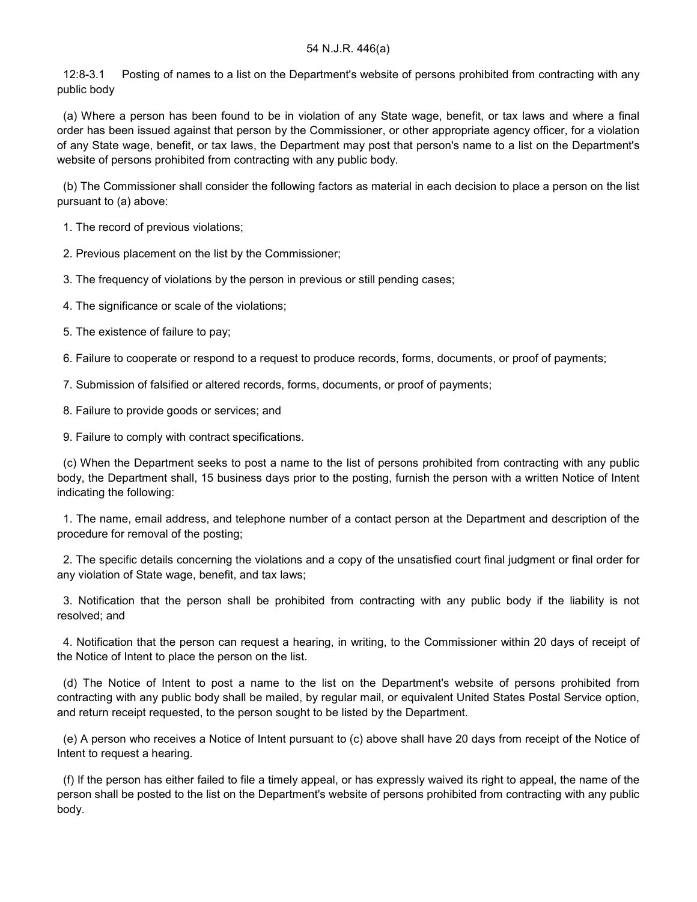12:8-3.1 Posting of names to a list on the Department's website of persons prohibited from contracting with any public body

(a) Where a person has been found to be in violation of any State wage, benefit, or tax laws and where a final order has been issued against that person by the Commissioner, or other appropriate agency officer, for a violation of any State wage, benefit, or tax laws, the Department may post that person's name to a list on the Department's website of persons prohibited from contracting with any public body.

(b) The Commissioner shall consider the following factors as material in each decision to place a person on the list pursuant to (a) above:

1. The record of previous violations;

2. Previous placement on the list by the Commissioner;

3. The frequency of violations by the person in previous or still pending cases;

4. The significance or scale of the violations;

5. The existence of failure to pay;

6. Failure to cooperate or respond to a request to produce records, forms, documents, or proof of payments;

7. Submission of falsified or altered records, forms, documents, or proof of payments;

8. Failure to provide goods or services; and

9. Failure to comply with contract specifications.

(c) When the Department seeks to post a name to the list of persons prohibited from contracting with any public body, the Department shall, 15 business days prior to the posting, furnish the person with a written Notice of Intent indicating the following:

1. The name, email address, and telephone number of a contact person at the Department and description of the procedure for removal of the posting;

2. The specific details concerning the violations and a copy of the unsatisfied court final judgment or final order for any violation of State wage, benefit, and tax laws;

3. Notification that the person shall be prohibited from contracting with any public body if the liability is not resolved; and

4. Notification that the person can request a hearing, in writing, to the Commissioner within 20 days of receipt of the Notice of Intent to place the person on the list.

(d) The Notice of Intent to post a name to the list on the Department's website of persons prohibited from contracting with any public body shall be mailed, by regular mail, or equivalent United States Postal Service option, and return receipt requested, to the person sought to be listed by the Department.

(e) A person who receives a Notice of Intent pursuant to (c) above shall have 20 days from receipt of the Notice of Intent to request a hearing.

(f) If the person has either failed to file a timely appeal, or has expressly waived its right to appeal, the name of the person shall be posted to the list on the Department's website of persons prohibited from contracting with any public body.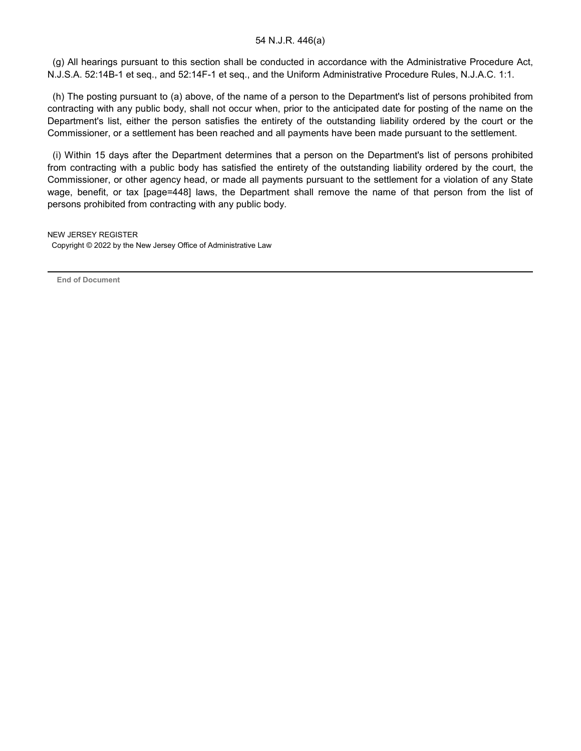(g) All hearings pursuant to this section shall be conducted in accordance with the Administrative Procedure Act, N.J.S.A. 52:14B-1 et seq., and 52:14F-1 et seq., and the Uniform Administrative Procedure Rules, N.J.A.C. 1:1.

(h) The posting pursuant to (a) above, of the name of a person to the Department's list of persons prohibited from contracting with any public body, shall not occur when, prior to the anticipated date for posting of the name on the Department's list, either the person satisfies the entirety of the outstanding liability ordered by the court or the Commissioner, or a settlement has been reached and all payments have been made pursuant to the settlement.

(i) Within 15 days after the Department determines that a person on the Department's list of persons prohibited from contracting with a public body has satisfied the entirety of the outstanding liability ordered by the court, the Commissioner, or other agency head, or made all payments pursuant to the settlement for a violation of any State wage, benefit, or tax [page=448] laws, the Department shall remove the name of that person from the list of persons prohibited from contracting with any public body.

NEW JERSEY REGISTER
Copyright © 2022 by the New Jersey Office of Administrative Law

---

**End of Document**